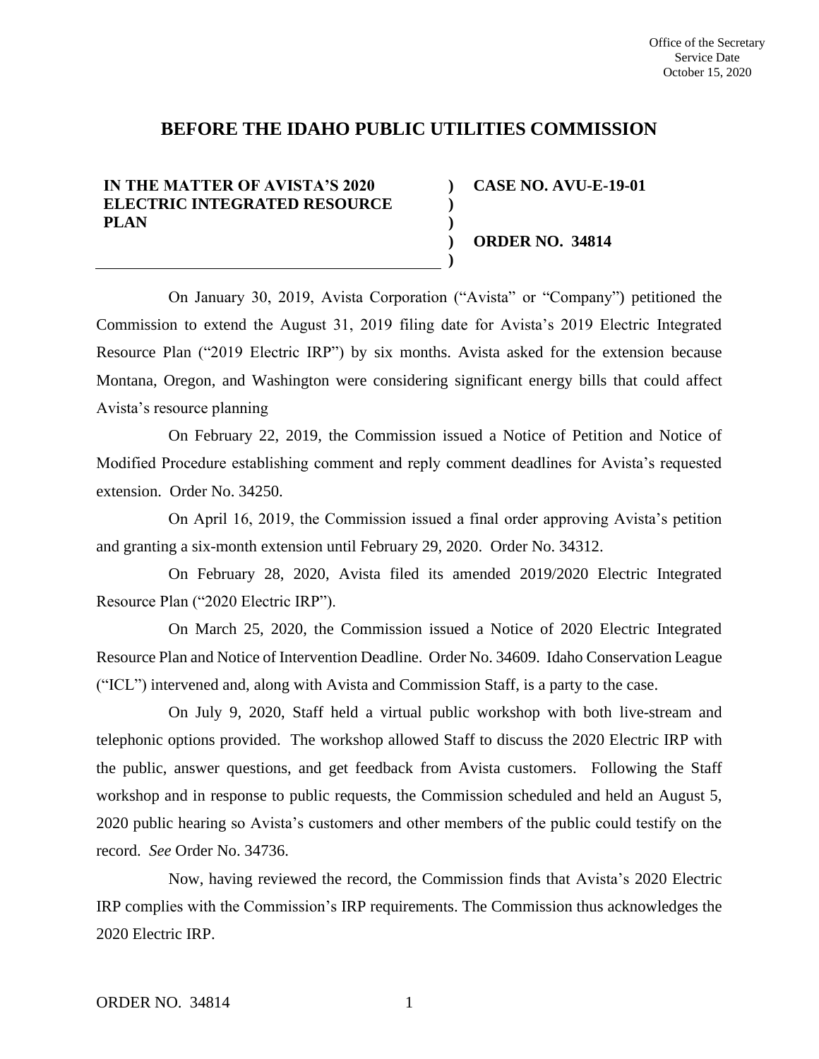Office of the Secretary
Service Date
October 15, 2020

# BEFORE THE IDAHO PUBLIC UTILITIES COMMISSION

| | | |
|---|---|---|
| **IN THE MATTER OF AVISTA'S 2020 ELECTRIC INTEGRATED RESOURCE PLAN** | **)** **)** **)** **)** **)** | **CASE NO. AVU-E-19-01** <br><br> **ORDER NO. 34814** |

On January 30, 2019, Avista Corporation ("Avista" or "Company") petitioned the Commission to extend the August 31, 2019 filing date for Avista's 2019 Electric Integrated Resource Plan ("2019 Electric IRP") by six months. Avista asked for the extension because Montana, Oregon, and Washington were considering significant energy bills that could affect Avista's resource planning

On February 22, 2019, the Commission issued a Notice of Petition and Notice of Modified Procedure establishing comment and reply comment deadlines for Avista's requested extension. Order No. 34250.

On April 16, 2019, the Commission issued a final order approving Avista's petition and granting a six-month extension until February 29, 2020. Order No. 34312.

On February 28, 2020, Avista filed its amended 2019/2020 Electric Integrated Resource Plan ("2020 Electric IRP").

On March 25, 2020, the Commission issued a Notice of 2020 Electric Integrated Resource Plan and Notice of Intervention Deadline. Order No. 34609. Idaho Conservation League ("ICL") intervened and, along with Avista and Commission Staff, is a party to the case.

On July 9, 2020, Staff held a virtual public workshop with both live-stream and telephonic options provided. The workshop allowed Staff to discuss the 2020 Electric IRP with the public, answer questions, and get feedback from Avista customers. Following the Staff workshop and in response to public requests, the Commission scheduled and held an August 5, 2020 public hearing so Avista's customers and other members of the public could testify on the record. *See* Order No. 34736.

Now, having reviewed the record, the Commission finds that Avista's 2020 Electric IRP complies with the Commission's IRP requirements. The Commission thus acknowledges the 2020 Electric IRP.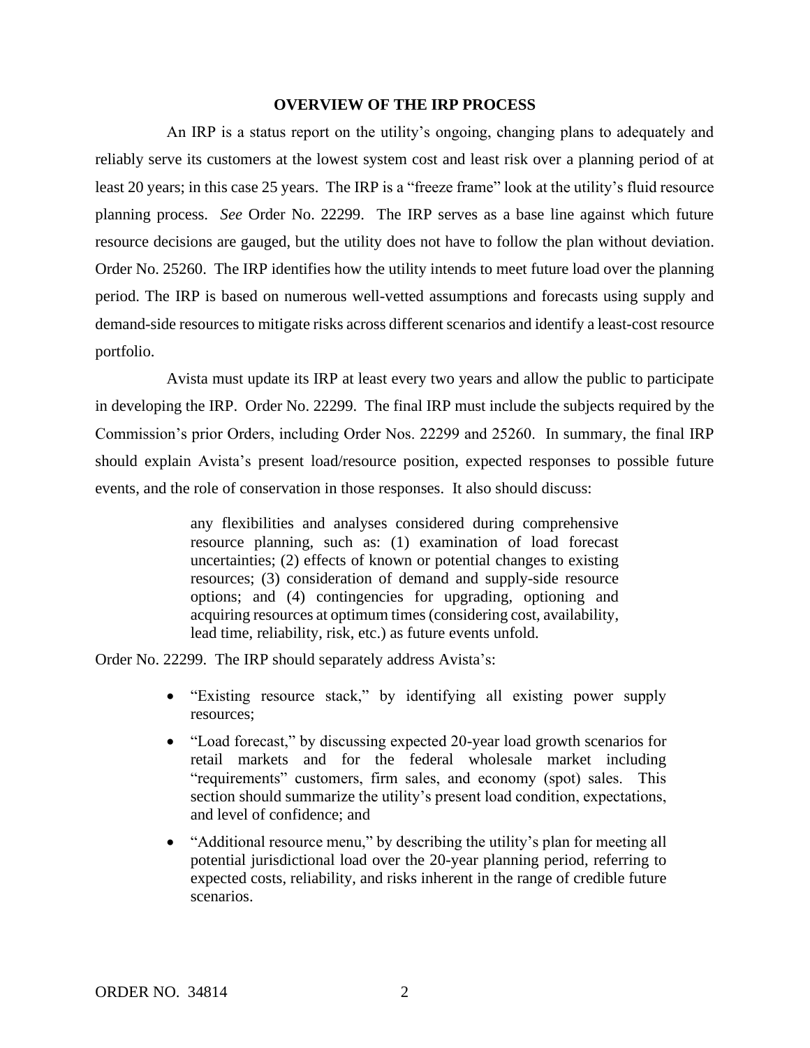## OVERVIEW OF THE IRP PROCESS

An IRP is a status report on the utility's ongoing, changing plans to adequately and reliably serve its customers at the lowest system cost and least risk over a planning period of at least 20 years; in this case 25 years. The IRP is a "freeze frame" look at the utility's fluid resource planning process. *See* Order No. 22299. The IRP serves as a base line against which future resource decisions are gauged, but the utility does not have to follow the plan without deviation. Order No. 25260. The IRP identifies how the utility intends to meet future load over the planning period. The IRP is based on numerous well-vetted assumptions and forecasts using supply and demand-side resources to mitigate risks across different scenarios and identify a least-cost resource portfolio.

Avista must update its IRP at least every two years and allow the public to participate in developing the IRP. Order No. 22299. The final IRP must include the subjects required by the Commission's prior Orders, including Order Nos. 22299 and 25260. In summary, the final IRP should explain Avista's present load/resource position, expected responses to possible future events, and the role of conservation in those responses. It also should discuss:

> any flexibilities and analyses considered during comprehensive resource planning, such as: (1) examination of load forecast uncertainties; (2) effects of known or potential changes to existing resources; (3) consideration of demand and supply-side resource options; and (4) contingencies for upgrading, optioning and acquiring resources at optimum times (considering cost, availability, lead time, reliability, risk, etc.) as future events unfold.

Order No. 22299. The IRP should separately address Avista's:

- "Existing resource stack," by identifying all existing power supply resources;
- "Load forecast," by discussing expected 20-year load growth scenarios for retail markets and for the federal wholesale market including "requirements" customers, firm sales, and economy (spot) sales. This section should summarize the utility's present load condition, expectations, and level of confidence; and
- "Additional resource menu," by describing the utility's plan for meeting all potential jurisdictional load over the 20-year planning period, referring to expected costs, reliability, and risks inherent in the range of credible future scenarios.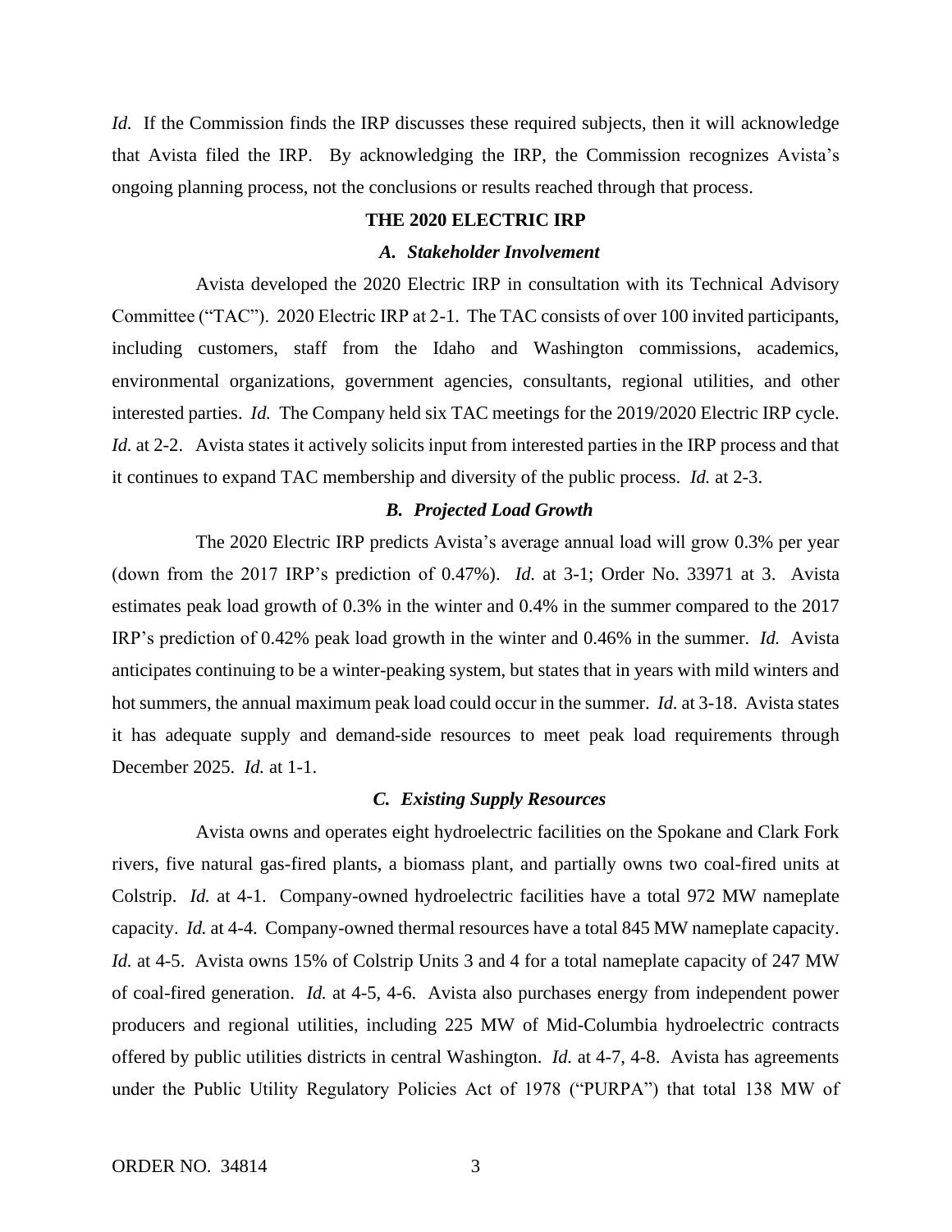*Id.* If the Commission finds the IRP discusses these required subjects, then it will acknowledge that Avista filed the IRP. By acknowledging the IRP, the Commission recognizes Avista's ongoing planning process, not the conclusions or results reached through that process.

## THE 2020 ELECTRIC IRP

### *A. Stakeholder Involvement*

Avista developed the 2020 Electric IRP in consultation with its Technical Advisory Committee ("TAC"). 2020 Electric IRP at 2-1. The TAC consists of over 100 invited participants, including customers, staff from the Idaho and Washington commissions, academics, environmental organizations, government agencies, consultants, regional utilities, and other interested parties. *Id.* The Company held six TAC meetings for the 2019/2020 Electric IRP cycle. *Id.* at 2-2. Avista states it actively solicits input from interested parties in the IRP process and that it continues to expand TAC membership and diversity of the public process. *Id.* at 2-3.

### *B. Projected Load Growth*

The 2020 Electric IRP predicts Avista's average annual load will grow 0.3% per year (down from the 2017 IRP's prediction of 0.47%). *Id.* at 3-1; Order No. 33971 at 3. Avista estimates peak load growth of 0.3% in the winter and 0.4% in the summer compared to the 2017 IRP's prediction of 0.42% peak load growth in the winter and 0.46% in the summer. *Id.* Avista anticipates continuing to be a winter-peaking system, but states that in years with mild winters and hot summers, the annual maximum peak load could occur in the summer. *Id.* at 3-18. Avista states it has adequate supply and demand-side resources to meet peak load requirements through December 2025. *Id.* at 1-1.

### *C. Existing Supply Resources*

Avista owns and operates eight hydroelectric facilities on the Spokane and Clark Fork rivers, five natural gas-fired plants, a biomass plant, and partially owns two coal-fired units at Colstrip. *Id.* at 4-1. Company-owned hydroelectric facilities have a total 972 MW nameplate capacity. *Id.* at 4-4. Company-owned thermal resources have a total 845 MW nameplate capacity. *Id.* at 4-5. Avista owns 15% of Colstrip Units 3 and 4 for a total nameplate capacity of 247 MW of coal-fired generation. *Id.* at 4-5, 4-6. Avista also purchases energy from independent power producers and regional utilities, including 225 MW of Mid-Columbia hydroelectric contracts offered by public utilities districts in central Washington. *Id.* at 4-7, 4-8. Avista has agreements under the Public Utility Regulatory Policies Act of 1978 ("PURPA") that total 138 MW of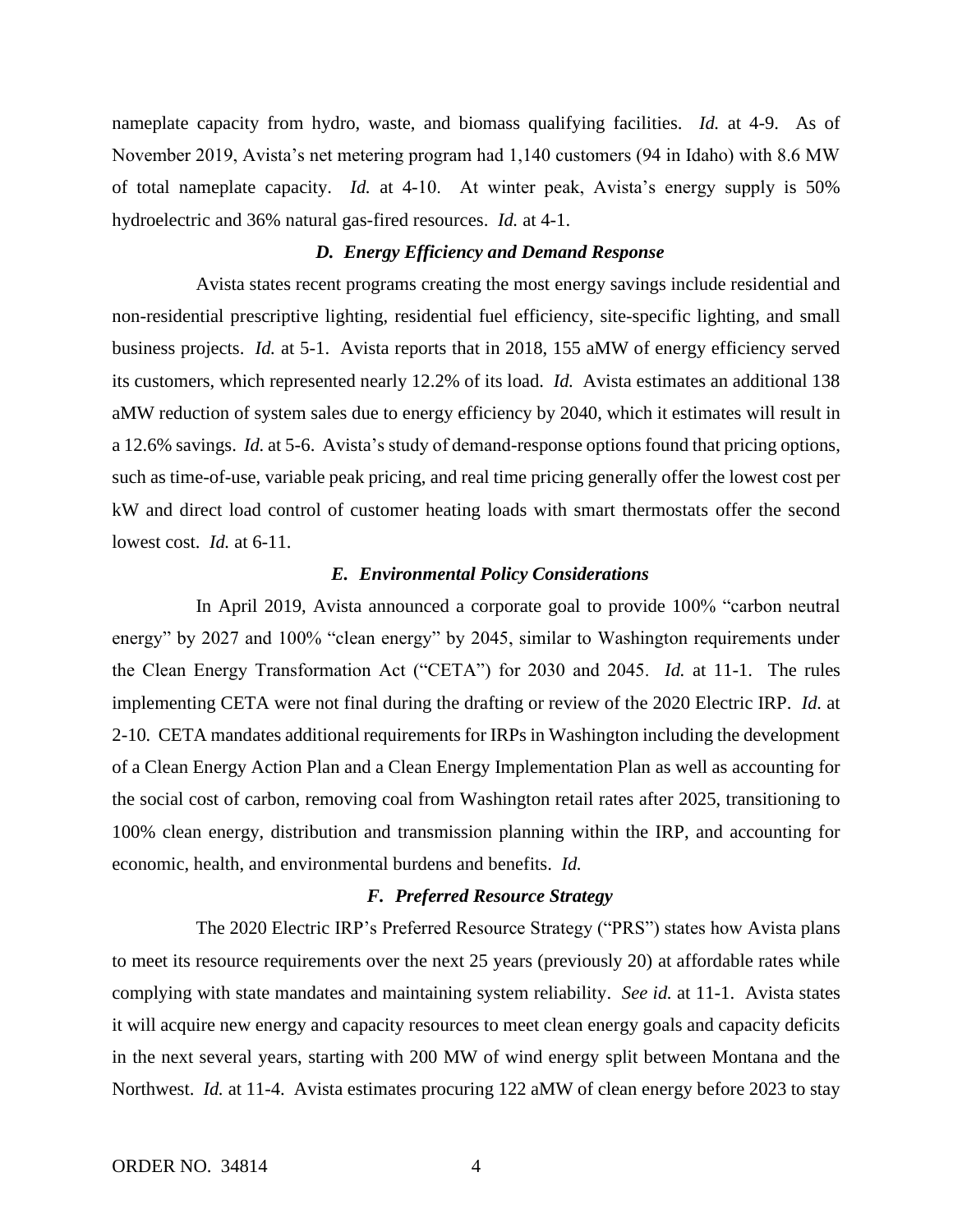nameplate capacity from hydro, waste, and biomass qualifying facilities. *Id.* at 4-9. As of November 2019, Avista's net metering program had 1,140 customers (94 in Idaho) with 8.6 MW of total nameplate capacity. *Id.* at 4-10. At winter peak, Avista's energy supply is 50% hydroelectric and 36% natural gas-fired resources. *Id.* at 4-1.

### *D. Energy Efficiency and Demand Response*

Avista states recent programs creating the most energy savings include residential and non-residential prescriptive lighting, residential fuel efficiency, site-specific lighting, and small business projects. *Id.* at 5-1. Avista reports that in 2018, 155 aMW of energy efficiency served its customers, which represented nearly 12.2% of its load. *Id.* Avista estimates an additional 138 aMW reduction of system sales due to energy efficiency by 2040, which it estimates will result in a 12.6% savings. *Id.* at 5-6. Avista's study of demand-response options found that pricing options, such as time-of-use, variable peak pricing, and real time pricing generally offer the lowest cost per kW and direct load control of customer heating loads with smart thermostats offer the second lowest cost. *Id.* at 6-11.

### *E. Environmental Policy Considerations*

In April 2019, Avista announced a corporate goal to provide 100% "carbon neutral energy" by 2027 and 100% "clean energy" by 2045, similar to Washington requirements under the Clean Energy Transformation Act ("CETA") for 2030 and 2045. *Id.* at 11-1. The rules implementing CETA were not final during the drafting or review of the 2020 Electric IRP. *Id.* at 2-10. CETA mandates additional requirements for IRPs in Washington including the development of a Clean Energy Action Plan and a Clean Energy Implementation Plan as well as accounting for the social cost of carbon, removing coal from Washington retail rates after 2025, transitioning to 100% clean energy, distribution and transmission planning within the IRP, and accounting for economic, health, and environmental burdens and benefits. *Id.*

### *F. Preferred Resource Strategy*

The 2020 Electric IRP's Preferred Resource Strategy ("PRS") states how Avista plans to meet its resource requirements over the next 25 years (previously 20) at affordable rates while complying with state mandates and maintaining system reliability. *See id.* at 11-1. Avista states it will acquire new energy and capacity resources to meet clean energy goals and capacity deficits in the next several years, starting with 200 MW of wind energy split between Montana and the Northwest. *Id.* at 11-4. Avista estimates procuring 122 aMW of clean energy before 2023 to stay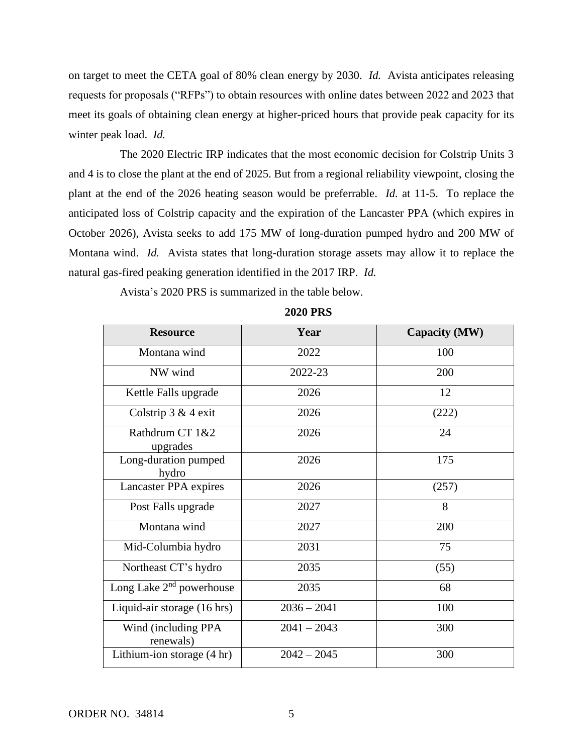on target to meet the CETA goal of 80% clean energy by 2030. *Id.* Avista anticipates releasing requests for proposals ("RFPs") to obtain resources with online dates between 2022 and 2023 that meet its goals of obtaining clean energy at higher-priced hours that provide peak capacity for its winter peak load. *Id.*

The 2020 Electric IRP indicates that the most economic decision for Colstrip Units 3 and 4 is to close the plant at the end of 2025. But from a regional reliability viewpoint, closing the plant at the end of the 2026 heating season would be preferrable. *Id.* at 11-5. To replace the anticipated loss of Colstrip capacity and the expiration of the Lancaster PPA (which expires in October 2026), Avista seeks to add 175 MW of long-duration pumped hydro and 200 MW of Montana wind. *Id.* Avista states that long-duration storage assets may allow it to replace the natural gas-fired peaking generation identified in the 2017 IRP. *Id.*

Avista's 2020 PRS is summarized in the table below.

**2020 PRS**

| Resource | Year | Capacity (MW) |
|---|---|---|
| Montana wind | 2022 | 100 |
| NW wind | 2022-23 | 200 |
| Kettle Falls upgrade | 2026 | 12 |
| Colstrip 3 & 4 exit | 2026 | (222) |
| Rathdrum CT 1&2 upgrades | 2026 | 24 |
| Long-duration pumped hydro | 2026 | 175 |
| Lancaster PPA expires | 2026 | (257) |
| Post Falls upgrade | 2027 | 8 |
| Montana wind | 2027 | 200 |
| Mid-Columbia hydro | 2031 | 75 |
| Northeast CT's hydro | 2035 | (55) |
| Long Lake 2nd powerhouse | 2035 | 68 |
| Liquid-air storage (16 hrs) | 2036 – 2041 | 100 |
| Wind (including PPA renewals) | 2041 – 2043 | 300 |
| Lithium-ion storage (4 hr) | 2042 – 2045 | 300 |

ORDER NO. 34814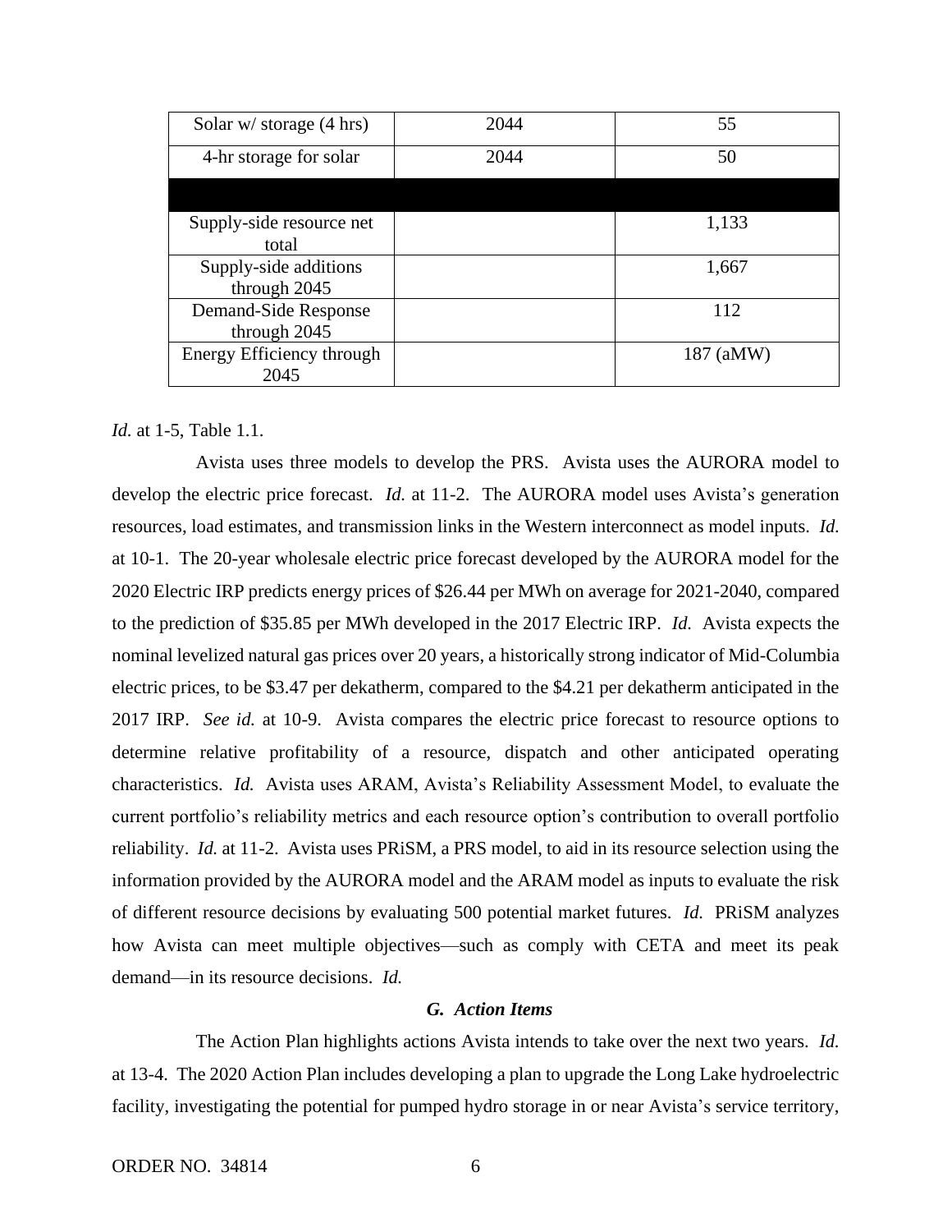| Solar w/ storage (4 hrs) | 2044 | 55 |
| --- | --- | --- |
| 4-hr storage for solar | 2044 | 50 |
| | | |
| Supply-side resource net total | | 1,133 |
| Supply-side additions through 2045 | | 1,667 |
| Demand-Side Response through 2045 | | 112 |
| Energy Efficiency through 2045 | | 187 (aMW) |

*Id.* at 1-5, Table 1.1.

Avista uses three models to develop the PRS. Avista uses the AURORA model to develop the electric price forecast. *Id.* at 11-2. The AURORA model uses Avista's generation resources, load estimates, and transmission links in the Western interconnect as model inputs. *Id.* at 10-1. The 20-year wholesale electric price forecast developed by the AURORA model for the 2020 Electric IRP predicts energy prices of $26.44 per MWh on average for 2021-2040, compared to the prediction of $35.85 per MWh developed in the 2017 Electric IRP. *Id.* Avista expects the nominal levelized natural gas prices over 20 years, a historically strong indicator of Mid-Columbia electric prices, to be $3.47 per dekatherm, compared to the $4.21 per dekatherm anticipated in the 2017 IRP. *See id.* at 10-9. Avista compares the electric price forecast to resource options to determine relative profitability of a resource, dispatch and other anticipated operating characteristics. *Id.* Avista uses ARAM, Avista's Reliability Assessment Model, to evaluate the current portfolio's reliability metrics and each resource option's contribution to overall portfolio reliability. *Id.* at 11-2. Avista uses PRiSM, a PRS model, to aid in its resource selection using the information provided by the AURORA model and the ARAM model as inputs to evaluate the risk of different resource decisions by evaluating 500 potential market futures. *Id.* PRiSM analyzes how Avista can meet multiple objectives—such as comply with CETA and meet its peak demand—in its resource decisions. *Id.*

### *G. Action Items*

The Action Plan highlights actions Avista intends to take over the next two years. *Id.* at 13-4. The 2020 Action Plan includes developing a plan to upgrade the Long Lake hydroelectric facility, investigating the potential for pumped hydro storage in or near Avista's service territory,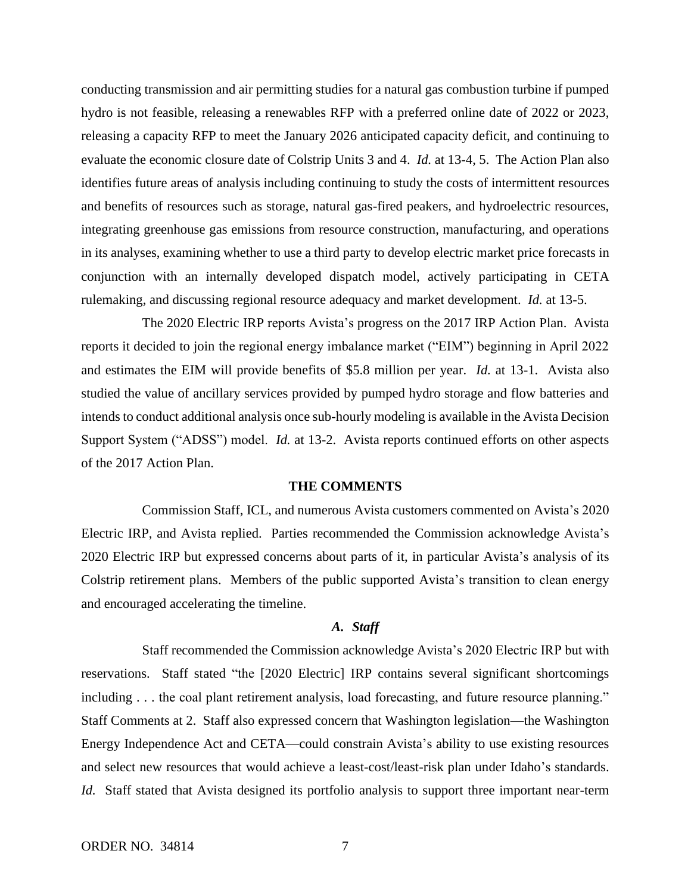conducting transmission and air permitting studies for a natural gas combustion turbine if pumped hydro is not feasible, releasing a renewables RFP with a preferred online date of 2022 or 2023, releasing a capacity RFP to meet the January 2026 anticipated capacity deficit, and continuing to evaluate the economic closure date of Colstrip Units 3 and 4. *Id.* at 13-4, 5. The Action Plan also identifies future areas of analysis including continuing to study the costs of intermittent resources and benefits of resources such as storage, natural gas-fired peakers, and hydroelectric resources, integrating greenhouse gas emissions from resource construction, manufacturing, and operations in its analyses, examining whether to use a third party to develop electric market price forecasts in conjunction with an internally developed dispatch model, actively participating in CETA rulemaking, and discussing regional resource adequacy and market development. *Id.* at 13-5.

The 2020 Electric IRP reports Avista's progress on the 2017 IRP Action Plan. Avista reports it decided to join the regional energy imbalance market ("EIM") beginning in April 2022 and estimates the EIM will provide benefits of $5.8 million per year. *Id.* at 13-1. Avista also studied the value of ancillary services provided by pumped hydro storage and flow batteries and intends to conduct additional analysis once sub-hourly modeling is available in the Avista Decision Support System ("ADSS") model. *Id.* at 13-2. Avista reports continued efforts on other aspects of the 2017 Action Plan.

## THE COMMENTS

Commission Staff, ICL, and numerous Avista customers commented on Avista's 2020 Electric IRP, and Avista replied. Parties recommended the Commission acknowledge Avista's 2020 Electric IRP but expressed concerns about parts of it, in particular Avista's analysis of its Colstrip retirement plans. Members of the public supported Avista's transition to clean energy and encouraged accelerating the timeline.

### *A. Staff*

Staff recommended the Commission acknowledge Avista's 2020 Electric IRP but with reservations. Staff stated "the [2020 Electric] IRP contains several significant shortcomings including . . . the coal plant retirement analysis, load forecasting, and future resource planning." Staff Comments at 2. Staff also expressed concern that Washington legislation—the Washington Energy Independence Act and CETA—could constrain Avista's ability to use existing resources and select new resources that would achieve a least-cost/least-risk plan under Idaho's standards. *Id.* Staff stated that Avista designed its portfolio analysis to support three important near-term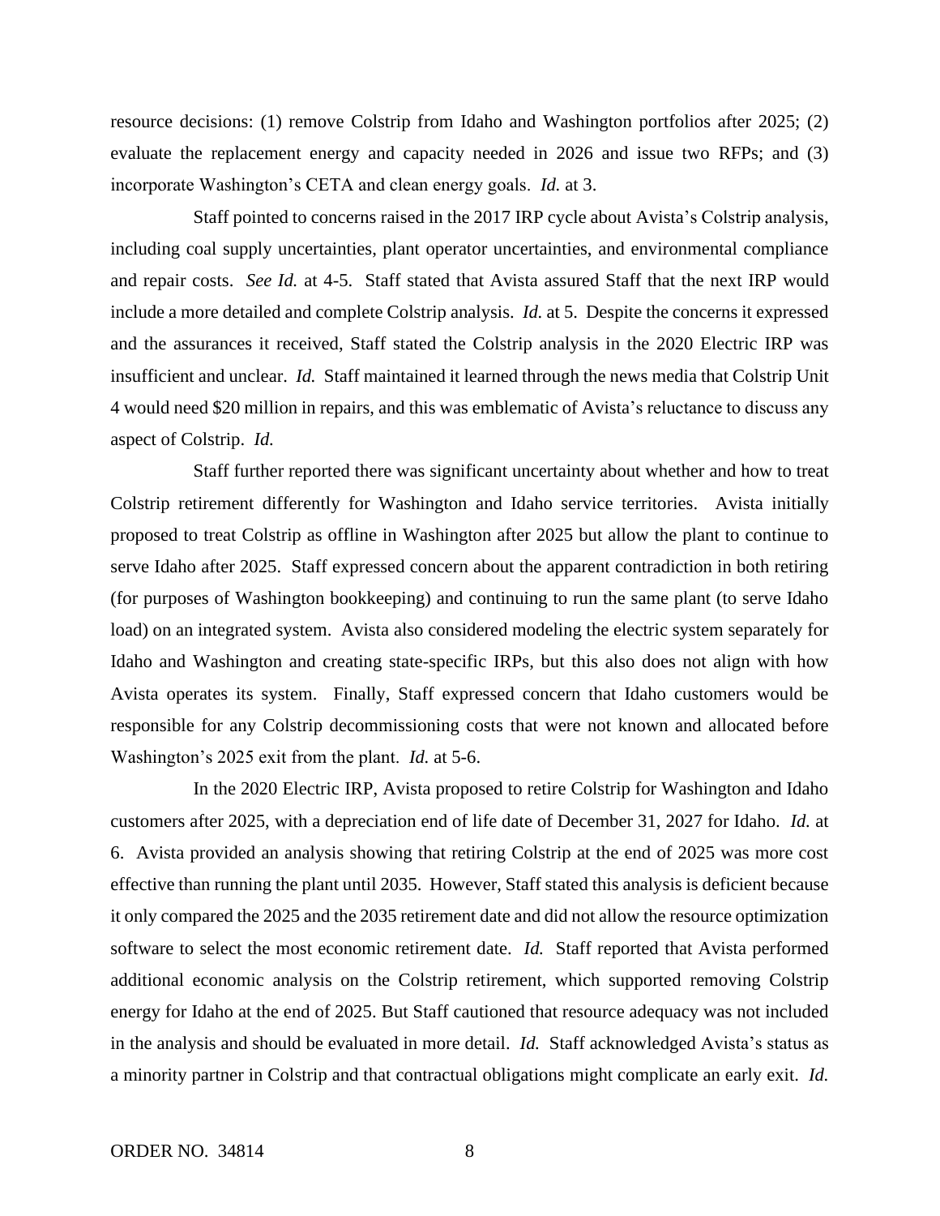resource decisions: (1) remove Colstrip from Idaho and Washington portfolios after 2025; (2) evaluate the replacement energy and capacity needed in 2026 and issue two RFPs; and (3) incorporate Washington's CETA and clean energy goals. *Id.* at 3.

Staff pointed to concerns raised in the 2017 IRP cycle about Avista's Colstrip analysis, including coal supply uncertainties, plant operator uncertainties, and environmental compliance and repair costs. *See Id.* at 4-5. Staff stated that Avista assured Staff that the next IRP would include a more detailed and complete Colstrip analysis. *Id.* at 5. Despite the concerns it expressed and the assurances it received, Staff stated the Colstrip analysis in the 2020 Electric IRP was insufficient and unclear. *Id.* Staff maintained it learned through the news media that Colstrip Unit 4 would need $20 million in repairs, and this was emblematic of Avista's reluctance to discuss any aspect of Colstrip. *Id.*

Staff further reported there was significant uncertainty about whether and how to treat Colstrip retirement differently for Washington and Idaho service territories. Avista initially proposed to treat Colstrip as offline in Washington after 2025 but allow the plant to continue to serve Idaho after 2025. Staff expressed concern about the apparent contradiction in both retiring (for purposes of Washington bookkeeping) and continuing to run the same plant (to serve Idaho load) on an integrated system. Avista also considered modeling the electric system separately for Idaho and Washington and creating state-specific IRPs, but this also does not align with how Avista operates its system. Finally, Staff expressed concern that Idaho customers would be responsible for any Colstrip decommissioning costs that were not known and allocated before Washington's 2025 exit from the plant. *Id.* at 5-6.

In the 2020 Electric IRP, Avista proposed to retire Colstrip for Washington and Idaho customers after 2025, with a depreciation end of life date of December 31, 2027 for Idaho. *Id.* at 6. Avista provided an analysis showing that retiring Colstrip at the end of 2025 was more cost effective than running the plant until 2035. However, Staff stated this analysis is deficient because it only compared the 2025 and the 2035 retirement date and did not allow the resource optimization software to select the most economic retirement date. *Id.* Staff reported that Avista performed additional economic analysis on the Colstrip retirement, which supported removing Colstrip energy for Idaho at the end of 2025. But Staff cautioned that resource adequacy was not included in the analysis and should be evaluated in more detail. *Id.* Staff acknowledged Avista's status as a minority partner in Colstrip and that contractual obligations might complicate an early exit. *Id.*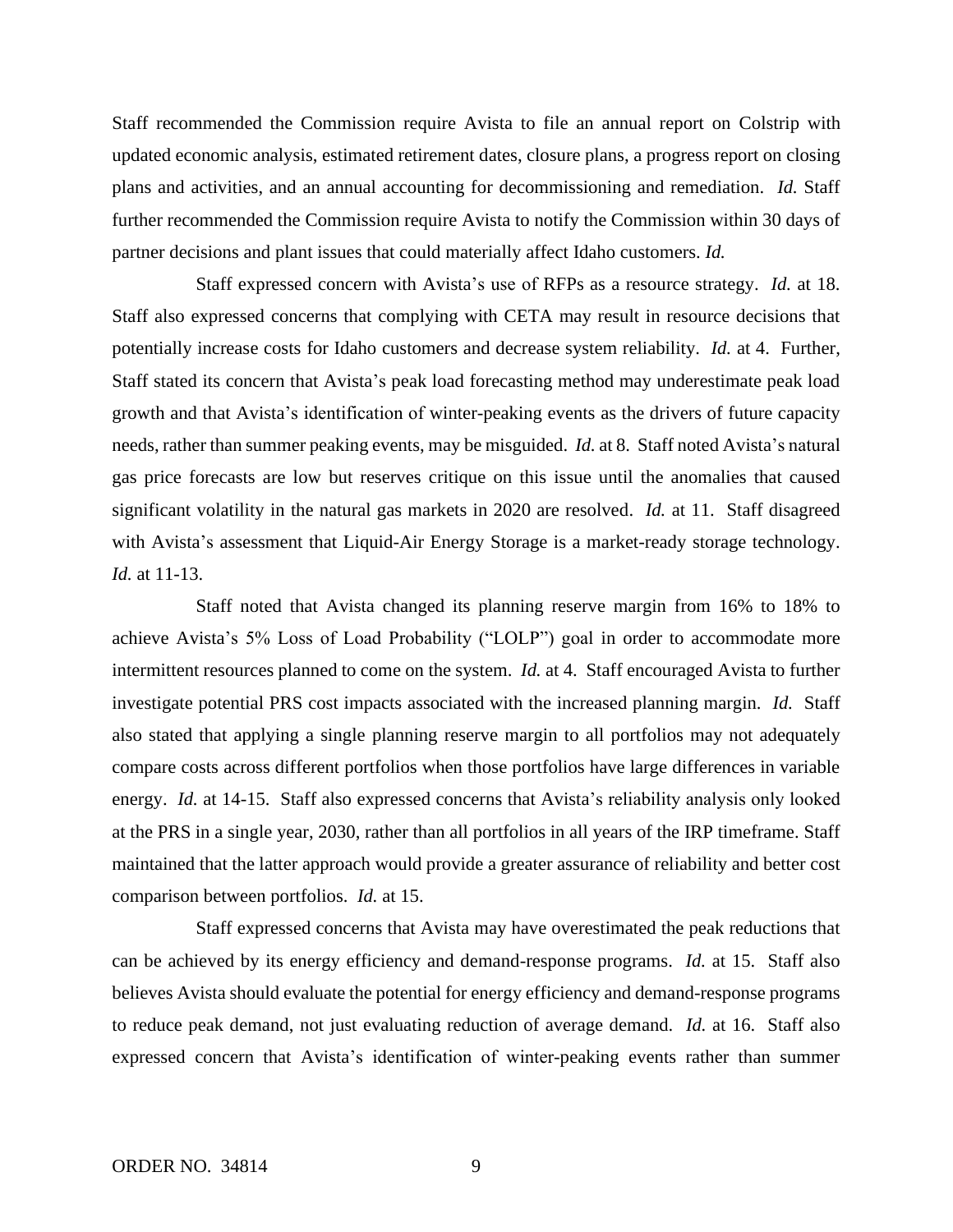Staff recommended the Commission require Avista to file an annual report on Colstrip with updated economic analysis, estimated retirement dates, closure plans, a progress report on closing plans and activities, and an annual accounting for decommissioning and remediation. *Id.* Staff further recommended the Commission require Avista to notify the Commission within 30 days of partner decisions and plant issues that could materially affect Idaho customers. *Id.*

Staff expressed concern with Avista's use of RFPs as a resource strategy. *Id.* at 18. Staff also expressed concerns that complying with CETA may result in resource decisions that potentially increase costs for Idaho customers and decrease system reliability. *Id.* at 4. Further, Staff stated its concern that Avista's peak load forecasting method may underestimate peak load growth and that Avista's identification of winter-peaking events as the drivers of future capacity needs, rather than summer peaking events, may be misguided. *Id.* at 8. Staff noted Avista's natural gas price forecasts are low but reserves critique on this issue until the anomalies that caused significant volatility in the natural gas markets in 2020 are resolved. *Id.* at 11. Staff disagreed with Avista's assessment that Liquid-Air Energy Storage is a market-ready storage technology. *Id.* at 11-13.

Staff noted that Avista changed its planning reserve margin from 16% to 18% to achieve Avista's 5% Loss of Load Probability ("LOLP") goal in order to accommodate more intermittent resources planned to come on the system. *Id.* at 4. Staff encouraged Avista to further investigate potential PRS cost impacts associated with the increased planning margin. *Id.* Staff also stated that applying a single planning reserve margin to all portfolios may not adequately compare costs across different portfolios when those portfolios have large differences in variable energy. *Id.* at 14-15. Staff also expressed concerns that Avista's reliability analysis only looked at the PRS in a single year, 2030, rather than all portfolios in all years of the IRP timeframe. Staff maintained that the latter approach would provide a greater assurance of reliability and better cost comparison between portfolios. *Id.* at 15.

Staff expressed concerns that Avista may have overestimated the peak reductions that can be achieved by its energy efficiency and demand-response programs. *Id.* at 15. Staff also believes Avista should evaluate the potential for energy efficiency and demand-response programs to reduce peak demand, not just evaluating reduction of average demand. *Id.* at 16. Staff also expressed concern that Avista's identification of winter-peaking events rather than summer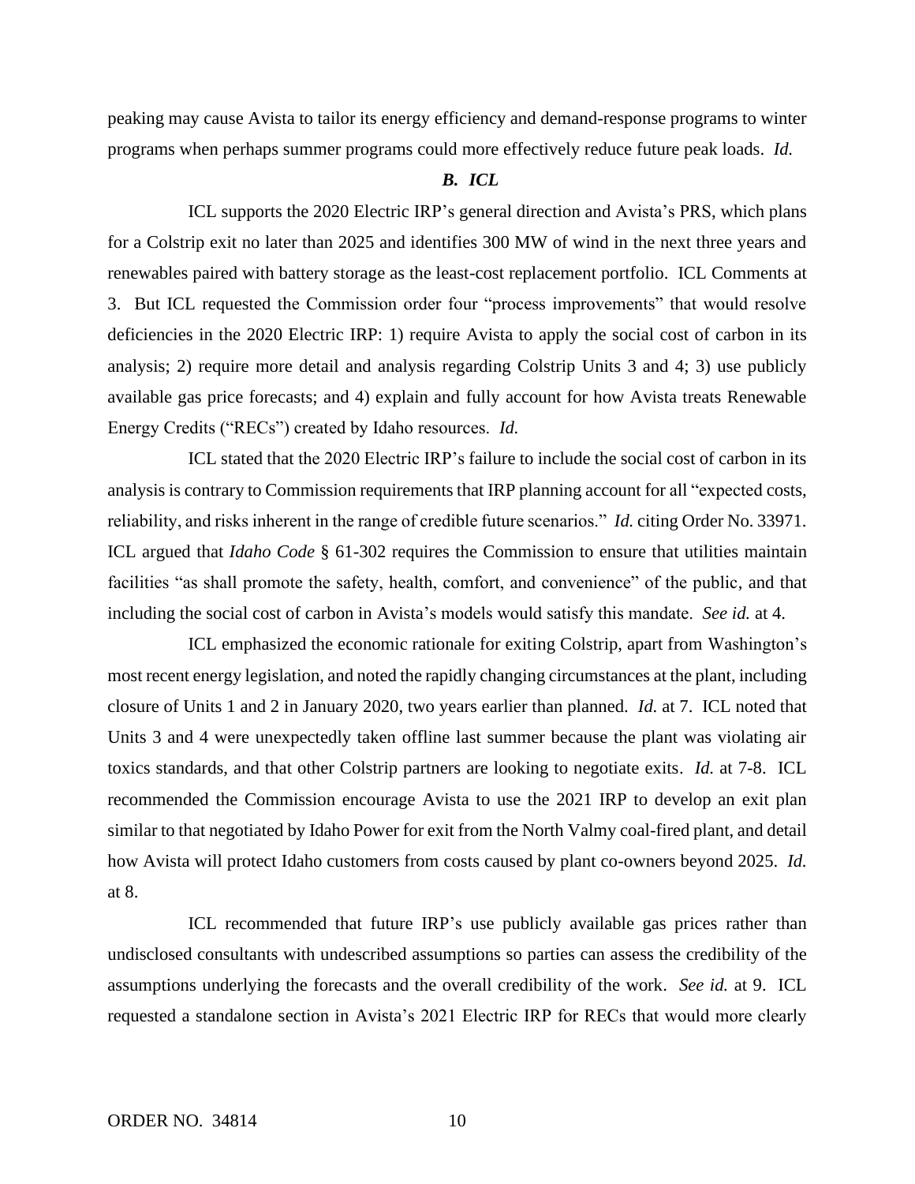peaking may cause Avista to tailor its energy efficiency and demand-response programs to winter programs when perhaps summer programs could more effectively reduce future peak loads. *Id.*

### *B. ICL*

ICL supports the 2020 Electric IRP's general direction and Avista's PRS, which plans for a Colstrip exit no later than 2025 and identifies 300 MW of wind in the next three years and renewables paired with battery storage as the least-cost replacement portfolio. ICL Comments at 3. But ICL requested the Commission order four "process improvements" that would resolve deficiencies in the 2020 Electric IRP: 1) require Avista to apply the social cost of carbon in its analysis; 2) require more detail and analysis regarding Colstrip Units 3 and 4; 3) use publicly available gas price forecasts; and 4) explain and fully account for how Avista treats Renewable Energy Credits ("RECs") created by Idaho resources. *Id.*

ICL stated that the 2020 Electric IRP's failure to include the social cost of carbon in its analysis is contrary to Commission requirements that IRP planning account for all "expected costs, reliability, and risks inherent in the range of credible future scenarios." *Id.* citing Order No. 33971. ICL argued that *Idaho Code* § 61-302 requires the Commission to ensure that utilities maintain facilities "as shall promote the safety, health, comfort, and convenience" of the public, and that including the social cost of carbon in Avista's models would satisfy this mandate. *See id.* at 4.

ICL emphasized the economic rationale for exiting Colstrip, apart from Washington's most recent energy legislation, and noted the rapidly changing circumstances at the plant, including closure of Units 1 and 2 in January 2020, two years earlier than planned. *Id.* at 7. ICL noted that Units 3 and 4 were unexpectedly taken offline last summer because the plant was violating air toxics standards, and that other Colstrip partners are looking to negotiate exits. *Id.* at 7-8. ICL recommended the Commission encourage Avista to use the 2021 IRP to develop an exit plan similar to that negotiated by Idaho Power for exit from the North Valmy coal-fired plant, and detail how Avista will protect Idaho customers from costs caused by plant co-owners beyond 2025. *Id.* at 8.

ICL recommended that future IRP's use publicly available gas prices rather than undisclosed consultants with undescribed assumptions so parties can assess the credibility of the assumptions underlying the forecasts and the overall credibility of the work. *See id.* at 9. ICL requested a standalone section in Avista's 2021 Electric IRP for RECs that would more clearly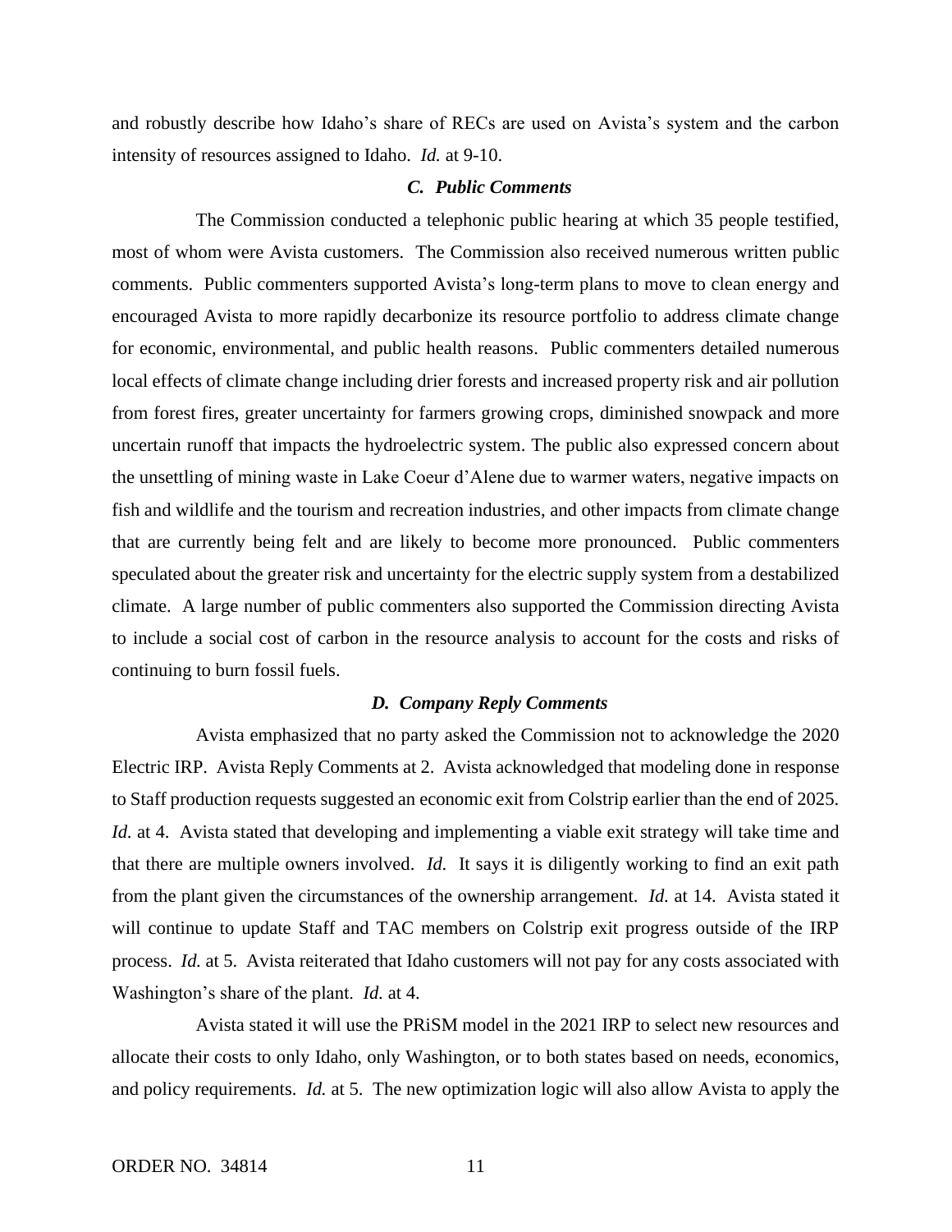and robustly describe how Idaho's share of RECs are used on Avista's system and the carbon intensity of resources assigned to Idaho. *Id.* at 9-10.

### *C. Public Comments*

The Commission conducted a telephonic public hearing at which 35 people testified, most of whom were Avista customers. The Commission also received numerous written public comments. Public commenters supported Avista's long-term plans to move to clean energy and encouraged Avista to more rapidly decarbonize its resource portfolio to address climate change for economic, environmental, and public health reasons. Public commenters detailed numerous local effects of climate change including drier forests and increased property risk and air pollution from forest fires, greater uncertainty for farmers growing crops, diminished snowpack and more uncertain runoff that impacts the hydroelectric system. The public also expressed concern about the unsettling of mining waste in Lake Coeur d'Alene due to warmer waters, negative impacts on fish and wildlife and the tourism and recreation industries, and other impacts from climate change that are currently being felt and are likely to become more pronounced. Public commenters speculated about the greater risk and uncertainty for the electric supply system from a destabilized climate. A large number of public commenters also supported the Commission directing Avista to include a social cost of carbon in the resource analysis to account for the costs and risks of continuing to burn fossil fuels.

### *D. Company Reply Comments*

Avista emphasized that no party asked the Commission not to acknowledge the 2020 Electric IRP. Avista Reply Comments at 2. Avista acknowledged that modeling done in response to Staff production requests suggested an economic exit from Colstrip earlier than the end of 2025. *Id.* at 4. Avista stated that developing and implementing a viable exit strategy will take time and that there are multiple owners involved. *Id.* It says it is diligently working to find an exit path from the plant given the circumstances of the ownership arrangement. *Id.* at 14. Avista stated it will continue to update Staff and TAC members on Colstrip exit progress outside of the IRP process. *Id.* at 5. Avista reiterated that Idaho customers will not pay for any costs associated with Washington's share of the plant. *Id.* at 4.

Avista stated it will use the PRiSM model in the 2021 IRP to select new resources and allocate their costs to only Idaho, only Washington, or to both states based on needs, economics, and policy requirements. *Id.* at 5. The new optimization logic will also allow Avista to apply the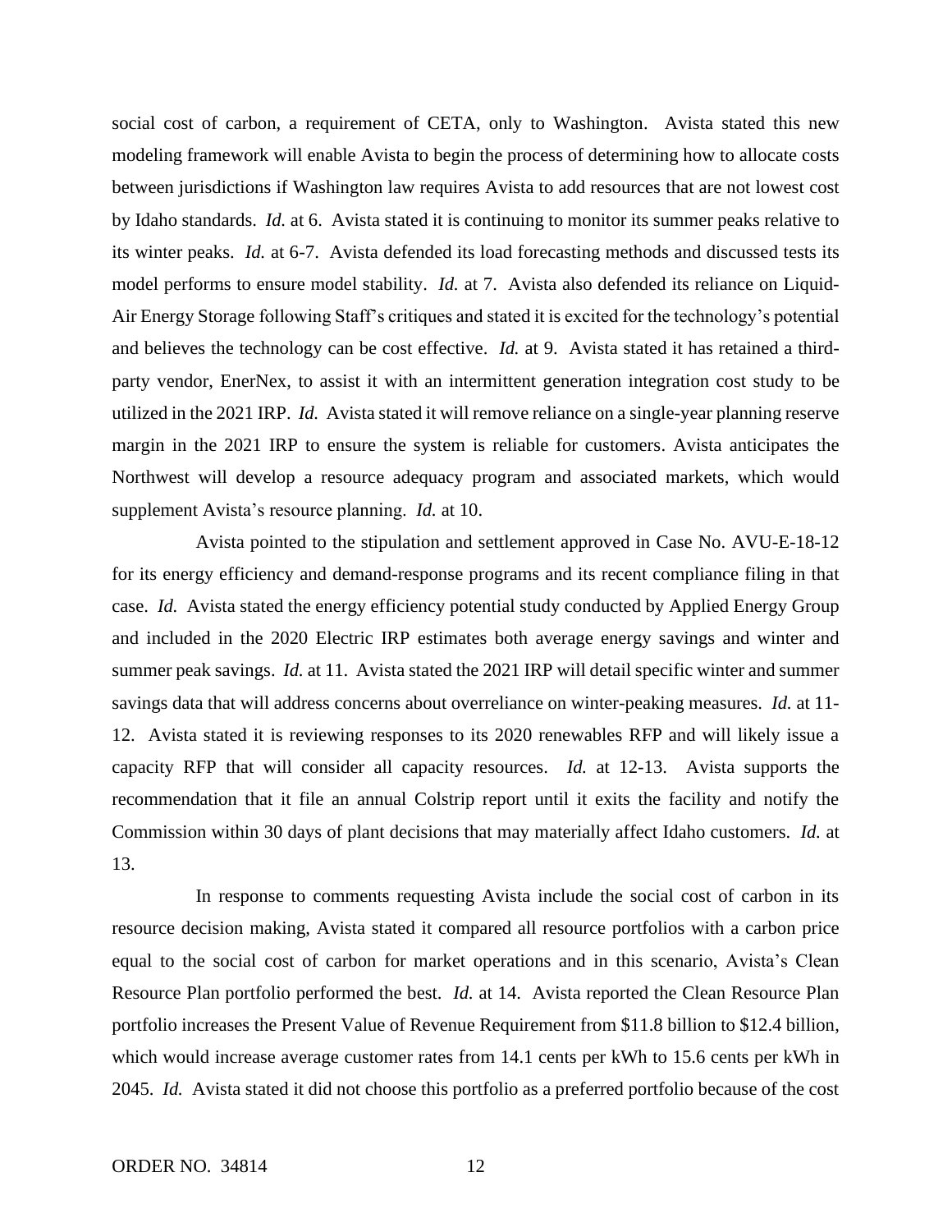social cost of carbon, a requirement of CETA, only to Washington. Avista stated this new modeling framework will enable Avista to begin the process of determining how to allocate costs between jurisdictions if Washington law requires Avista to add resources that are not lowest cost by Idaho standards. *Id.* at 6. Avista stated it is continuing to monitor its summer peaks relative to its winter peaks. *Id.* at 6-7. Avista defended its load forecasting methods and discussed tests its model performs to ensure model stability. *Id.* at 7. Avista also defended its reliance on Liquid-Air Energy Storage following Staff's critiques and stated it is excited for the technology's potential and believes the technology can be cost effective. *Id.* at 9. Avista stated it has retained a third-party vendor, EnerNex, to assist it with an intermittent generation integration cost study to be utilized in the 2021 IRP. *Id.* Avista stated it will remove reliance on a single-year planning reserve margin in the 2021 IRP to ensure the system is reliable for customers. Avista anticipates the Northwest will develop a resource adequacy program and associated markets, which would supplement Avista's resource planning. *Id.* at 10.

Avista pointed to the stipulation and settlement approved in Case No. AVU-E-18-12 for its energy efficiency and demand-response programs and its recent compliance filing in that case. *Id.* Avista stated the energy efficiency potential study conducted by Applied Energy Group and included in the 2020 Electric IRP estimates both average energy savings and winter and summer peak savings. *Id.* at 11. Avista stated the 2021 IRP will detail specific winter and summer savings data that will address concerns about overreliance on winter-peaking measures. *Id.* at 11-12. Avista stated it is reviewing responses to its 2020 renewables RFP and will likely issue a capacity RFP that will consider all capacity resources. *Id.* at 12-13. Avista supports the recommendation that it file an annual Colstrip report until it exits the facility and notify the Commission within 30 days of plant decisions that may materially affect Idaho customers. *Id.* at 13.

In response to comments requesting Avista include the social cost of carbon in its resource decision making, Avista stated it compared all resource portfolios with a carbon price equal to the social cost of carbon for market operations and in this scenario, Avista's Clean Resource Plan portfolio performed the best. *Id.* at 14. Avista reported the Clean Resource Plan portfolio increases the Present Value of Revenue Requirement from \$11.8 billion to \$12.4 billion, which would increase average customer rates from 14.1 cents per kWh to 15.6 cents per kWh in 2045. *Id.* Avista stated it did not choose this portfolio as a preferred portfolio because of the cost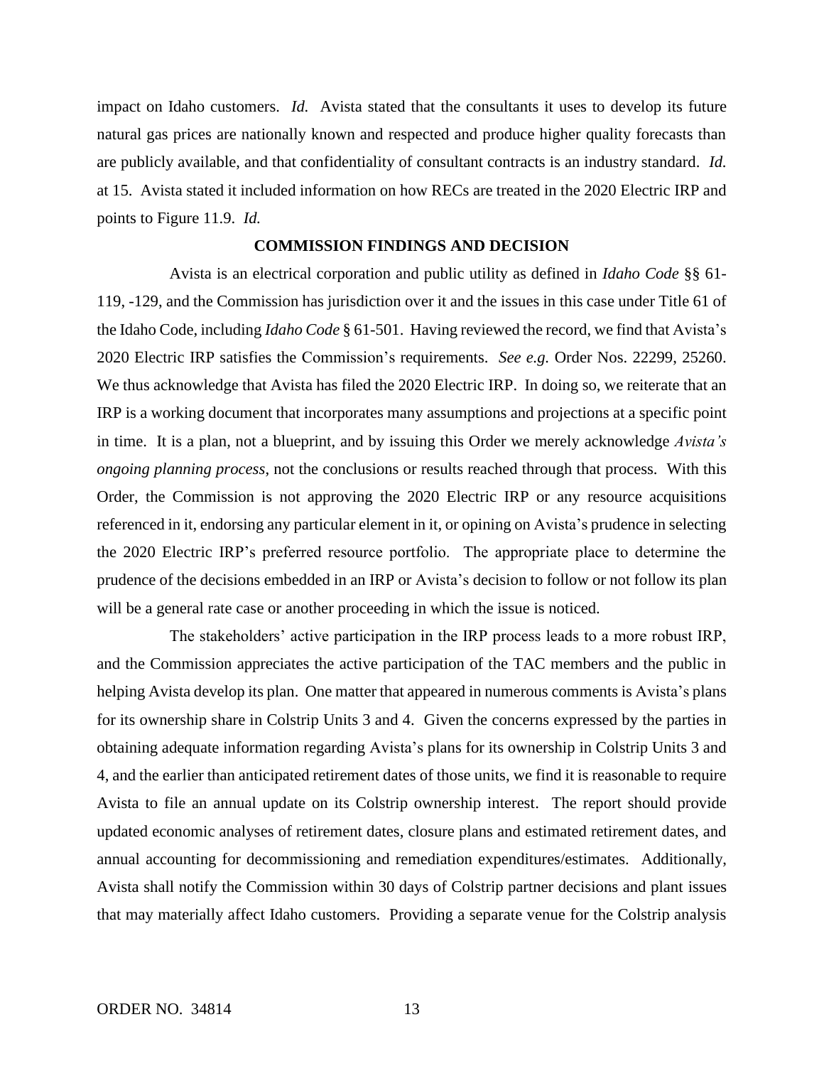impact on Idaho customers. *Id.* Avista stated that the consultants it uses to develop its future natural gas prices are nationally known and respected and produce higher quality forecasts than are publicly available, and that confidentiality of consultant contracts is an industry standard. *Id.* at 15. Avista stated it included information on how RECs are treated in the 2020 Electric IRP and points to Figure 11.9. *Id.*

## COMMISSION FINDINGS AND DECISION

Avista is an electrical corporation and public utility as defined in *Idaho Code* §§ 61-119, -129, and the Commission has jurisdiction over it and the issues in this case under Title 61 of the Idaho Code, including *Idaho Code* § 61-501. Having reviewed the record, we find that Avista's 2020 Electric IRP satisfies the Commission's requirements. *See e.g.* Order Nos. 22299, 25260. We thus acknowledge that Avista has filed the 2020 Electric IRP. In doing so, we reiterate that an IRP is a working document that incorporates many assumptions and projections at a specific point in time. It is a plan, not a blueprint, and by issuing this Order we merely acknowledge *Avista's ongoing planning process*, not the conclusions or results reached through that process. With this Order, the Commission is not approving the 2020 Electric IRP or any resource acquisitions referenced in it, endorsing any particular element in it, or opining on Avista's prudence in selecting the 2020 Electric IRP's preferred resource portfolio. The appropriate place to determine the prudence of the decisions embedded in an IRP or Avista's decision to follow or not follow its plan will be a general rate case or another proceeding in which the issue is noticed.

The stakeholders' active participation in the IRP process leads to a more robust IRP, and the Commission appreciates the active participation of the TAC members and the public in helping Avista develop its plan. One matter that appeared in numerous comments is Avista's plans for its ownership share in Colstrip Units 3 and 4. Given the concerns expressed by the parties in obtaining adequate information regarding Avista's plans for its ownership in Colstrip Units 3 and 4, and the earlier than anticipated retirement dates of those units, we find it is reasonable to require Avista to file an annual update on its Colstrip ownership interest. The report should provide updated economic analyses of retirement dates, closure plans and estimated retirement dates, and annual accounting for decommissioning and remediation expenditures/estimates. Additionally, Avista shall notify the Commission within 30 days of Colstrip partner decisions and plant issues that may materially affect Idaho customers. Providing a separate venue for the Colstrip analysis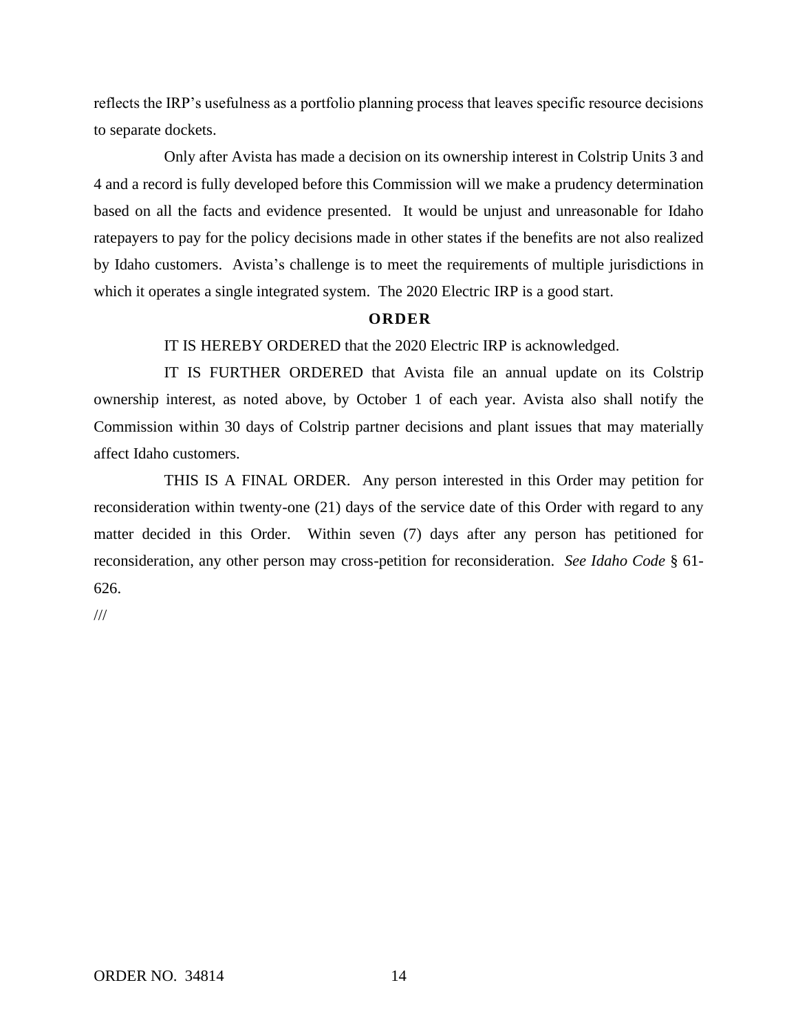reflects the IRP's usefulness as a portfolio planning process that leaves specific resource decisions to separate dockets.

Only after Avista has made a decision on its ownership interest in Colstrip Units 3 and 4 and a record is fully developed before this Commission will we make a prudency determination based on all the facts and evidence presented. It would be unjust and unreasonable for Idaho ratepayers to pay for the policy decisions made in other states if the benefits are not also realized by Idaho customers. Avista's challenge is to meet the requirements of multiple jurisdictions in which it operates a single integrated system. The 2020 Electric IRP is a good start.

## ORDER

IT IS HEREBY ORDERED that the 2020 Electric IRP is acknowledged.

IT IS FURTHER ORDERED that Avista file an annual update on its Colstrip ownership interest, as noted above, by October 1 of each year. Avista also shall notify the Commission within 30 days of Colstrip partner decisions and plant issues that may materially affect Idaho customers.

THIS IS A FINAL ORDER. Any person interested in this Order may petition for reconsideration within twenty-one (21) days of the service date of this Order with regard to any matter decided in this Order. Within seven (7) days after any person has petitioned for reconsideration, any other person may cross-petition for reconsideration. *See Idaho Code* § 61-626.

///

ORDER NO. 34814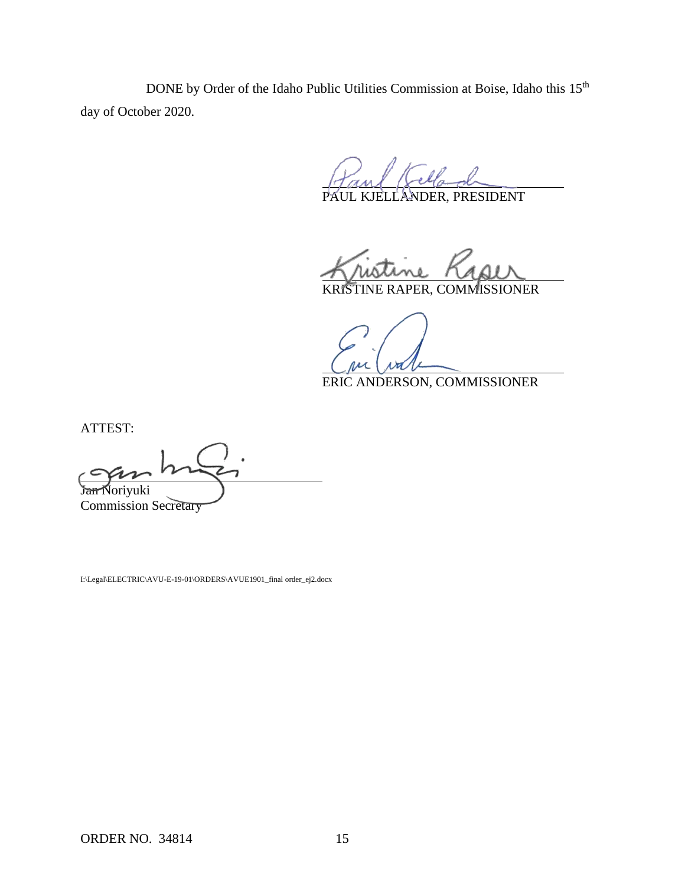DONE by Order of the Idaho Public Utilities Commission at Boise, Idaho this 15th day of October 2020.

PAUL KJELLANDER, PRESIDENT

KRISTINE RAPER, COMMISSIONER

ERIC ANDERSON, COMMISSIONER

ATTEST:

Jan Noriyuki
Commission Secretary

I:\Legal\ELECTRIC\AVU-E-19-01\ORDERS\AVUE1901_final order_ej2.docx

ORDER NO. 34814